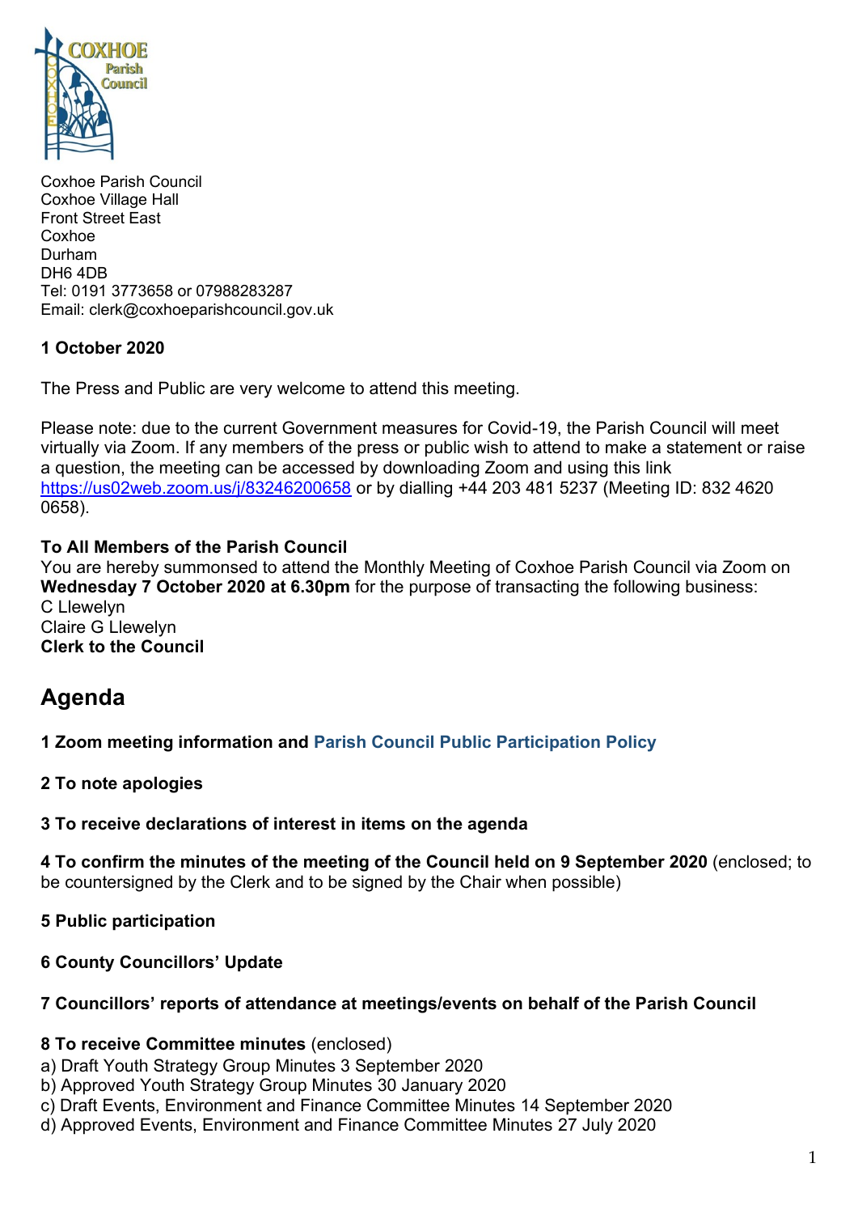Coxhoe Parish Council
Coxhoe Village Hall
Front Street East
Coxhoe
Durham
DH6 4DB
Tel: 0191 3773658 or 07988283287
Email: clerk@coxhoeparishcouncil.gov.uk

**1 October 2020**

The Press and Public are very welcome to attend this meeting.

Please note: due to the current Government measures for Covid-19, the Parish Council will meet virtually via Zoom. If any members of the press or public wish to attend to make a statement or raise a question, the meeting can be accessed by downloading Zoom and using this link [https://us02web.zoom.us/j/83246200658](https://us02web.zoom.us/j/83246200658) or by dialling +44 203 481 5237 (Meeting ID: 832 4620 0658).

**To All Members of the Parish Council**
You are hereby summonsed to attend the Monthly Meeting of Coxhoe Parish Council via Zoom on **Wednesday 7 October 2020 at 6.30pm** for the purpose of transacting the following business:
C Llewelyn
Claire G Llewelyn
**Clerk to the Council**

# Agenda

**1 Zoom meeting information and Parish Council Public Participation Policy**

**2 To note apologies**

**3 To receive declarations of interest in items on the agenda**

**4 To confirm the minutes of the meeting of the Council held on 9 September 2020** (enclosed; to be countersigned by the Clerk and to be signed by the Chair when possible)

**5 Public participation**

**6 County Councillors' Update**

**7 Councillors' reports of attendance at meetings/events on behalf of the Parish Council**

**8 To receive Committee minutes** (enclosed)
a) Draft Youth Strategy Group Minutes 3 September 2020
b) Approved Youth Strategy Group Minutes 30 January 2020
c) Draft Events, Environment and Finance Committee Minutes 14 September 2020
d) Approved Events, Environment and Finance Committee Minutes 27 July 2020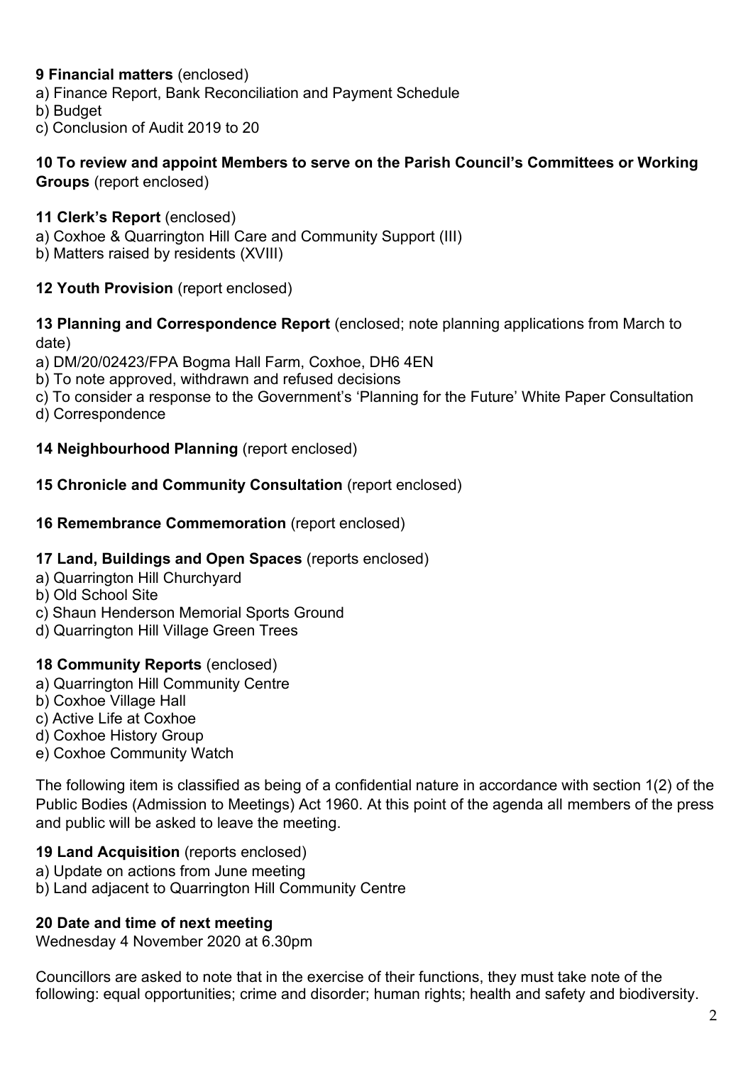**9 Financial matters** (enclosed)

a) Finance Report, Bank Reconciliation and Payment Schedule
b) Budget
c) Conclusion of Audit 2019 to 20

**10 To review and appoint Members to serve on the Parish Council's Committees or Working Groups** (report enclosed)

**11 Clerk's Report** (enclosed)

a) Coxhoe & Quarrington Hill Care and Community Support (III)
b) Matters raised by residents (XVIII)

**12 Youth Provision** (report enclosed)

**13 Planning and Correspondence Report** (enclosed; note planning applications from March to date)

a) DM/20/02423/FPA Bogma Hall Farm, Coxhoe, DH6 4EN
b) To note approved, withdrawn and refused decisions
c) To consider a response to the Government's 'Planning for the Future' White Paper Consultation
d) Correspondence

**14 Neighbourhood Planning** (report enclosed)

**15 Chronicle and Community Consultation** (report enclosed)

**16 Remembrance Commemoration** (report enclosed)

**17 Land, Buildings and Open Spaces** (reports enclosed)

a) Quarrington Hill Churchyard
b) Old School Site
c) Shaun Henderson Memorial Sports Ground
d) Quarrington Hill Village Green Trees

**18 Community Reports** (enclosed)

a) Quarrington Hill Community Centre
b) Coxhoe Village Hall
c) Active Life at Coxhoe
d) Coxhoe History Group
e) Coxhoe Community Watch

The following item is classified as being of a confidential nature in accordance with section 1(2) of the Public Bodies (Admission to Meetings) Act 1960. At this point of the agenda all members of the press and public will be asked to leave the meeting.

**19 Land Acquisition** (reports enclosed)

a) Update on actions from June meeting
b) Land adjacent to Quarrington Hill Community Centre

**20 Date and time of next meeting**

Wednesday 4 November 2020 at 6.30pm

Councillors are asked to note that in the exercise of their functions, they must take note of the following: equal opportunities; crime and disorder; human rights; health and safety and biodiversity.